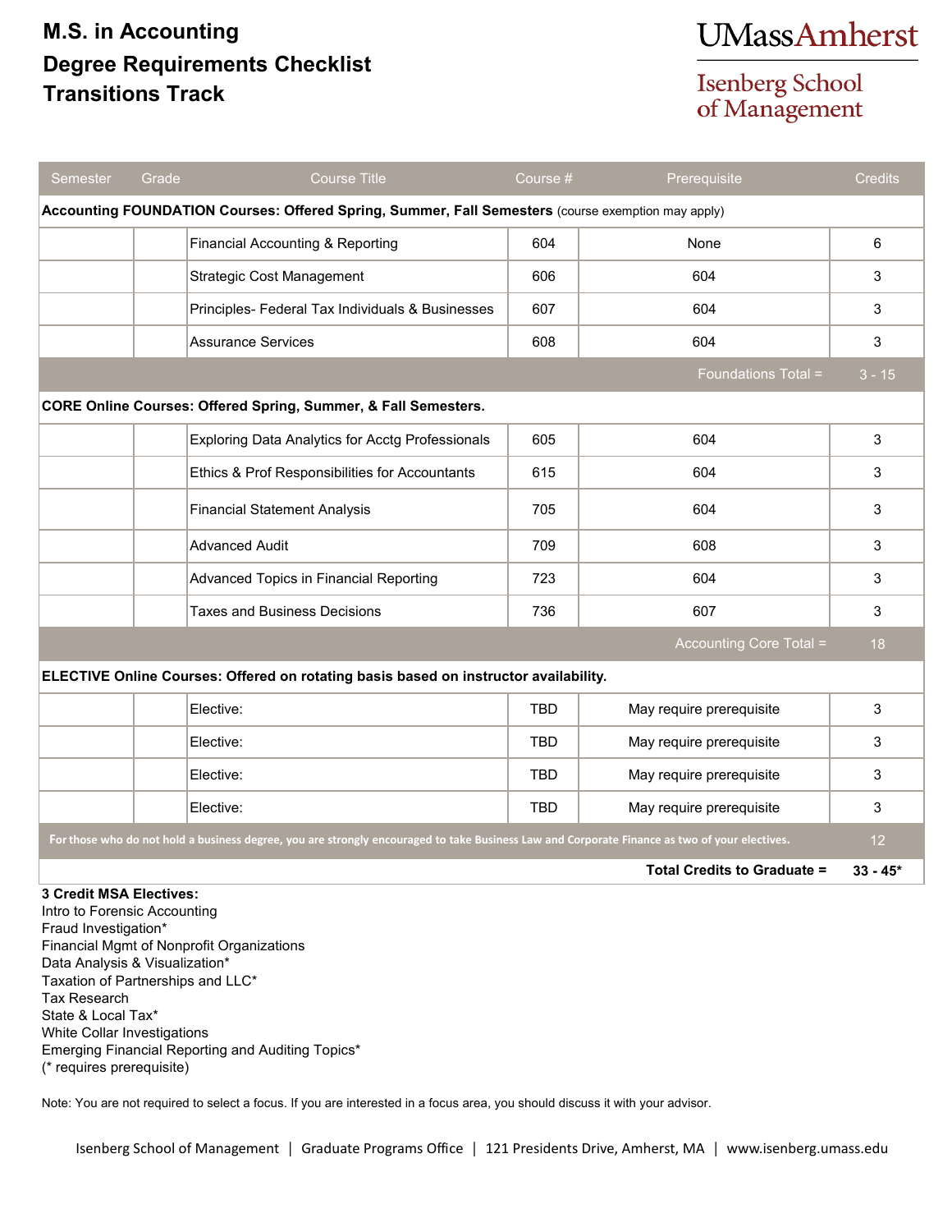# M.S. in Accounting
## Degree Requirements Checklist
## Transitions Track

UMassAmherst
Isenberg School of Management

| Semester | Grade | Course Title | Course # | Prerequisite | Credits |
|---|---|---|---|---|---|
| **Accounting FOUNDATION Courses: Offered Spring, Summer, Fall Semesters** (course exemption may apply) | | | | | |
| | | Financial Accounting & Reporting | 604 | None | 6 |
| | | Strategic Cost Management | 606 | 604 | 3 |
| | | Principles- Federal Tax Individuals & Businesses | 607 | 604 | 3 |
| | | Assurance Services | 608 | 604 | 3 |
| | | | | Foundations Total = | 3 - 15 |
| **CORE Online Courses: Offered Spring, Summer, & Fall Semesters.** | | | | | |
| | | Exploring Data Analytics for Acctg Professionals | 605 | 604 | 3 |
| | | Ethics & Prof Responsibilities for Accountants | 615 | 604 | 3 |
| | | Financial Statement Analysis | 705 | 604 | 3 |
| | | Advanced Audit | 709 | 608 | 3 |
| | | Advanced Topics in Financial Reporting | 723 | 604 | 3 |
| | | Taxes and Business Decisions | 736 | 607 | 3 |
| | | | | Accounting Core Total = | 18 |
| **ELECTIVE Online Courses: Offered on rotating basis based on instructor availability.** | | | | | |
| | | Elective: | TBD | May require prerequisite | 3 |
| | | Elective: | TBD | May require prerequisite | 3 |
| | | Elective: | TBD | May require prerequisite | 3 |
| | | Elective: | TBD | May require prerequisite | 3 |
| For those who do not hold a business degree, you are strongly encouraged to take Business Law and Corporate Finance as two of your electives. | | | | | 12 |
| | | | | **Total Credits to Graduate =** | **33 - 45*** |

**3 Credit MSA Electives:**
Intro to Forensic Accounting
Fraud Investigation*
Financial Mgmt of Nonprofit Organizations
Data Analysis & Visualization*
Taxation of Partnerships and LLC*
Tax Research
State & Local Tax*
White Collar Investigations
Emerging Financial Reporting and Auditing Topics*
(* requires prerequisite)

Note: You are not required to select a focus. If you are interested in a focus area, you should discuss it with your advisor.

Isenberg School of Management | Graduate Programs Office | 121 Presidents Drive, Amherst, MA | www.isenberg.umass.edu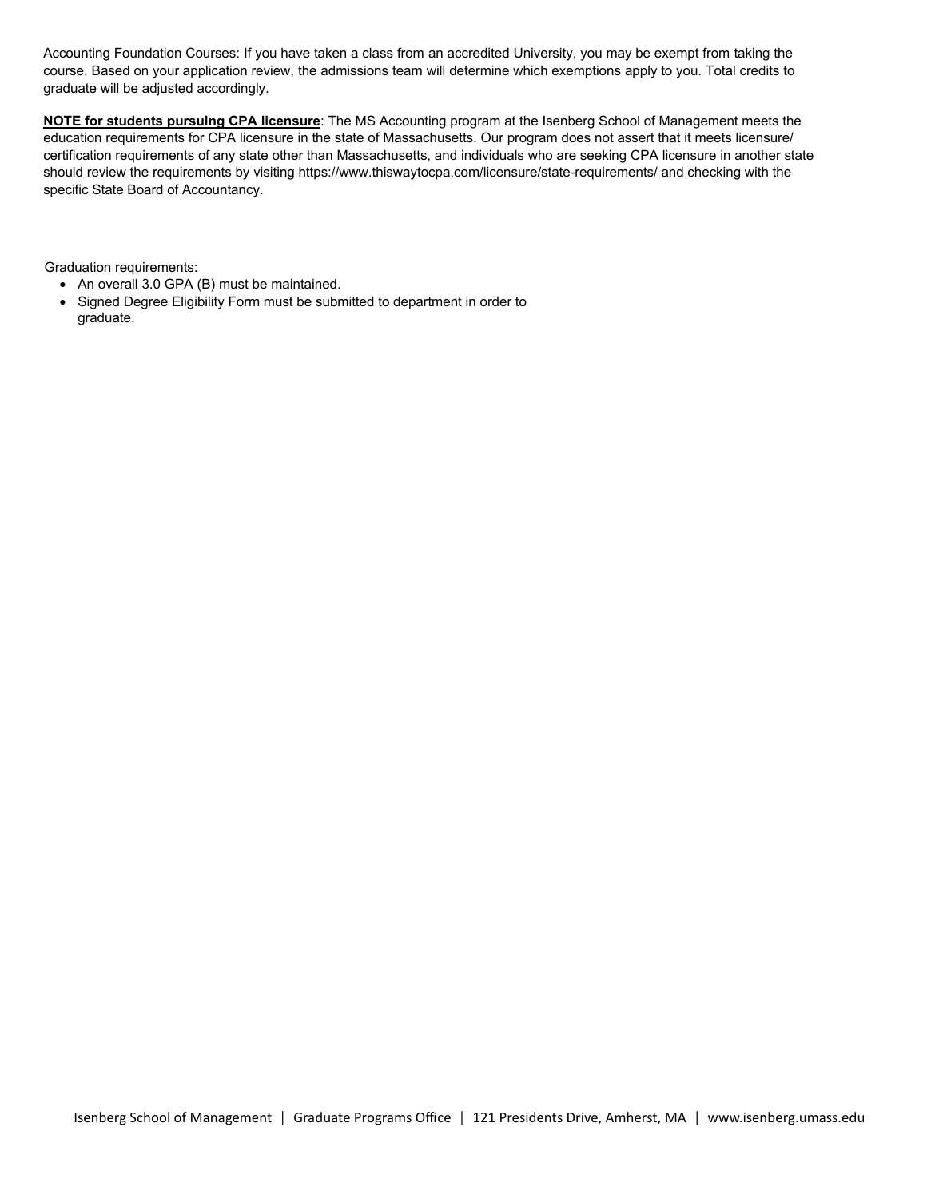Accounting Foundation Courses: If you have taken a class from an accredited University, you may be exempt from taking the course. Based on your application review, the admissions team will determine which exemptions apply to you. Total credits to graduate will be adjusted accordingly.

**NOTE for students pursuing CPA licensure**: The MS Accounting program at the Isenberg School of Management meets the education requirements for CPA licensure in the state of Massachusetts. Our program does not assert that it meets licensure/certification requirements of any state other than Massachusetts, and individuals who are seeking CPA licensure in another state should review the requirements by visiting https://www.thiswaytocpa.com/licensure/state-requirements/ and checking with the specific State Board of Accountancy.

Graduation requirements:

- An overall 3.0 GPA (B) must be maintained.
- Signed Degree Eligibility Form must be submitted to department in order to graduate.

Isenberg School of Management | Graduate Programs Office | 121 Presidents Drive, Amherst, MA | www.isenberg.umass.edu